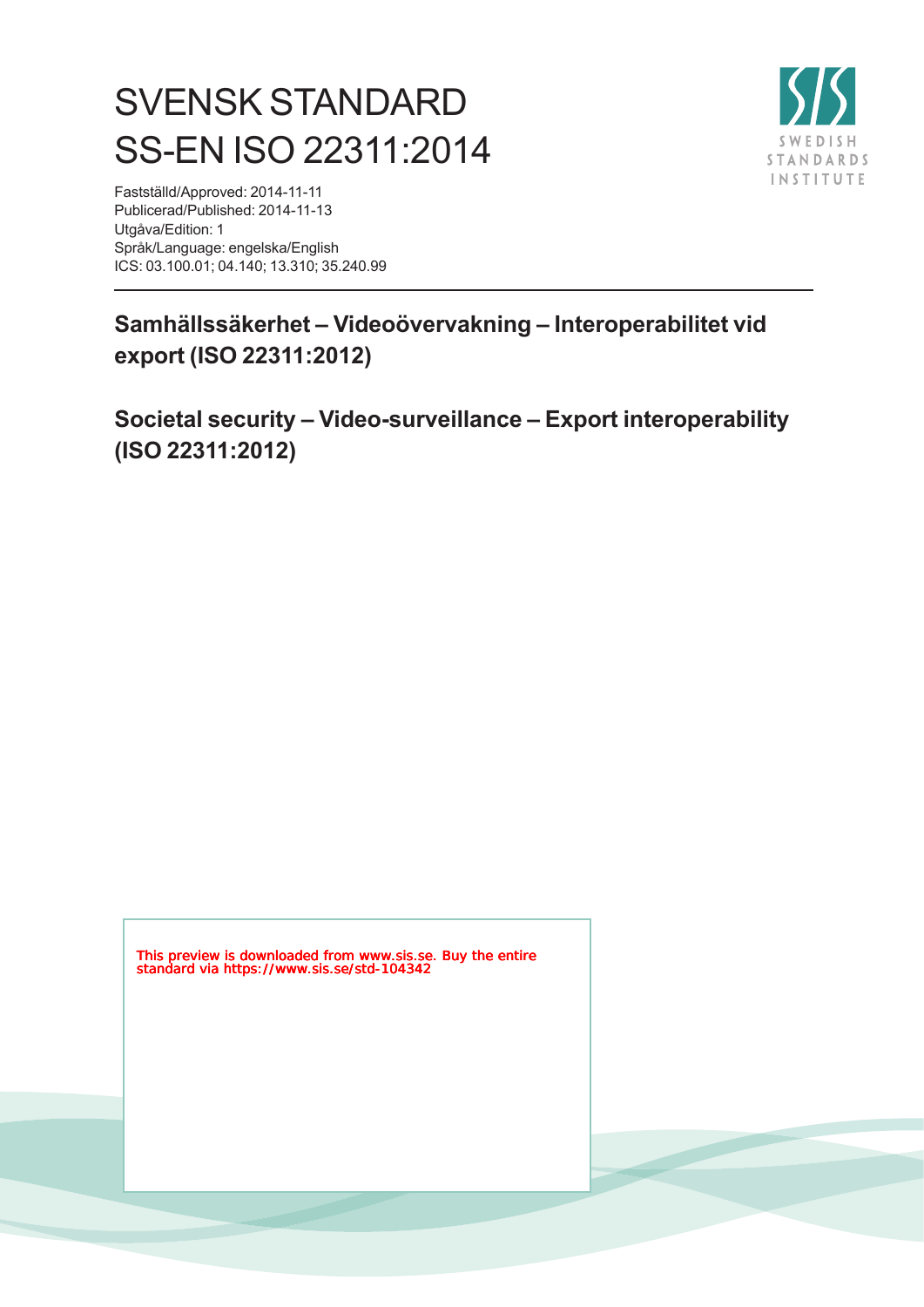# SVENSK STANDARD
# SS-EN ISO 22311:2014

Fastställd/Approved: 2014-11-11
Publicerad/Published: 2014-11-13
Utgåva/Edition: 1
Språk/Language: engelska/English
ICS: 03.100.01; 04.140; 13.310; 35.240.99

## Samhällssäkerhet – Videoövervakning – Interoperabilitet vid export (ISO 22311:2012)

## Societal security – Video-surveillance – Export interoperability (ISO 22311:2012)

This preview is downloaded from www.sis.se. Buy the entire standard via https://www.sis.se/std-104342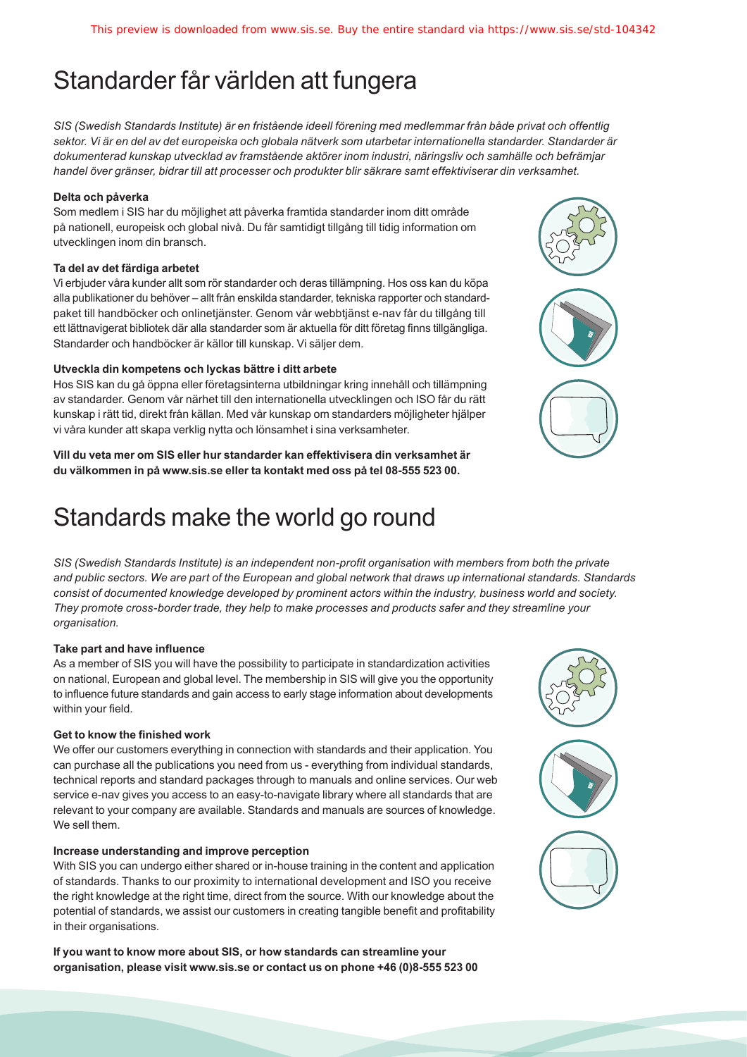# Standarder får världen att fungera

*SIS (Swedish Standards Institute) är en fristående ideell förening med medlemmar från både privat och offentlig sektor. Vi är en del av det europeiska och globala nätverk som utarbetar internationella standarder. Standarder är dokumenterad kunskap utvecklad av framstående aktörer inom industri, näringsliv och samhälle och befrämjar handel över gränser, bidrar till att processer och produkter blir säkrare samt effektiviserar din verksamhet.*

**Delta och påverka**

Som medlem i SIS har du möjlighet att påverka framtida standarder inom ditt område på nationell, europeisk och global nivå. Du får samtidigt tillgång till tidig information om utvecklingen inom din bransch.

**Ta del av det färdiga arbetet**

Vi erbjuder våra kunder allt som rör standarder och deras tillämpning. Hos oss kan du köpa alla publikationer du behöver – allt från enskilda standarder, tekniska rapporter och standardpaket till handböcker och onlinetjänster. Genom vår webbtjänst e-nav får du tillgång till ett lättnavigerat bibliotek där alla standarder som är aktuella för ditt företag finns tillgängliga. Standarder och handböcker är källor till kunskap. Vi säljer dem.

**Utveckla din kompetens och lyckas bättre i ditt arbete**

Hos SIS kan du gå öppna eller företagsinterna utbildningar kring innehåll och tillämpning av standarder. Genom vår närhet till den internationella utvecklingen och ISO får du rätt kunskap i rätt tid, direkt från källan. Med vår kunskap om standarders möjligheter hjälper vi våra kunder att skapa verklig nytta och lönsamhet i sina verksamheter.

**Vill du veta mer om SIS eller hur standarder kan effektivisera din verksamhet är du välkommen in på www.sis.se eller ta kontakt med oss på tel 08-555 523 00.**

# Standards make the world go round

*SIS (Swedish Standards Institute) is an independent non-profit organisation with members from both the private and public sectors. We are part of the European and global network that draws up international standards. Standards consist of documented knowledge developed by prominent actors within the industry, business world and society. They promote cross-border trade, they help to make processes and products safer and they streamline your organisation.*

**Take part and have influence**

As a member of SIS you will have the possibility to participate in standardization activities on national, European and global level. The membership in SIS will give you the opportunity to influence future standards and gain access to early stage information about developments within your field.

**Get to know the finished work**

We offer our customers everything in connection with standards and their application. You can purchase all the publications you need from us - everything from individual standards, technical reports and standard packages through to manuals and online services. Our web service e-nav gives you access to an easy-to-navigate library where all standards that are relevant to your company are available. Standards and manuals are sources of knowledge. We sell them.

**Increase understanding and improve perception**

With SIS you can undergo either shared or in-house training in the content and application of standards. Thanks to our proximity to international development and ISO you receive the right knowledge at the right time, direct from the source. With our knowledge about the potential of standards, we assist our customers in creating tangible benefit and profitability in their organisations.

**If you want to know more about SIS, or how standards can streamline your organisation, please visit www.sis.se or contact us on phone +46 (0)8-555 523 00**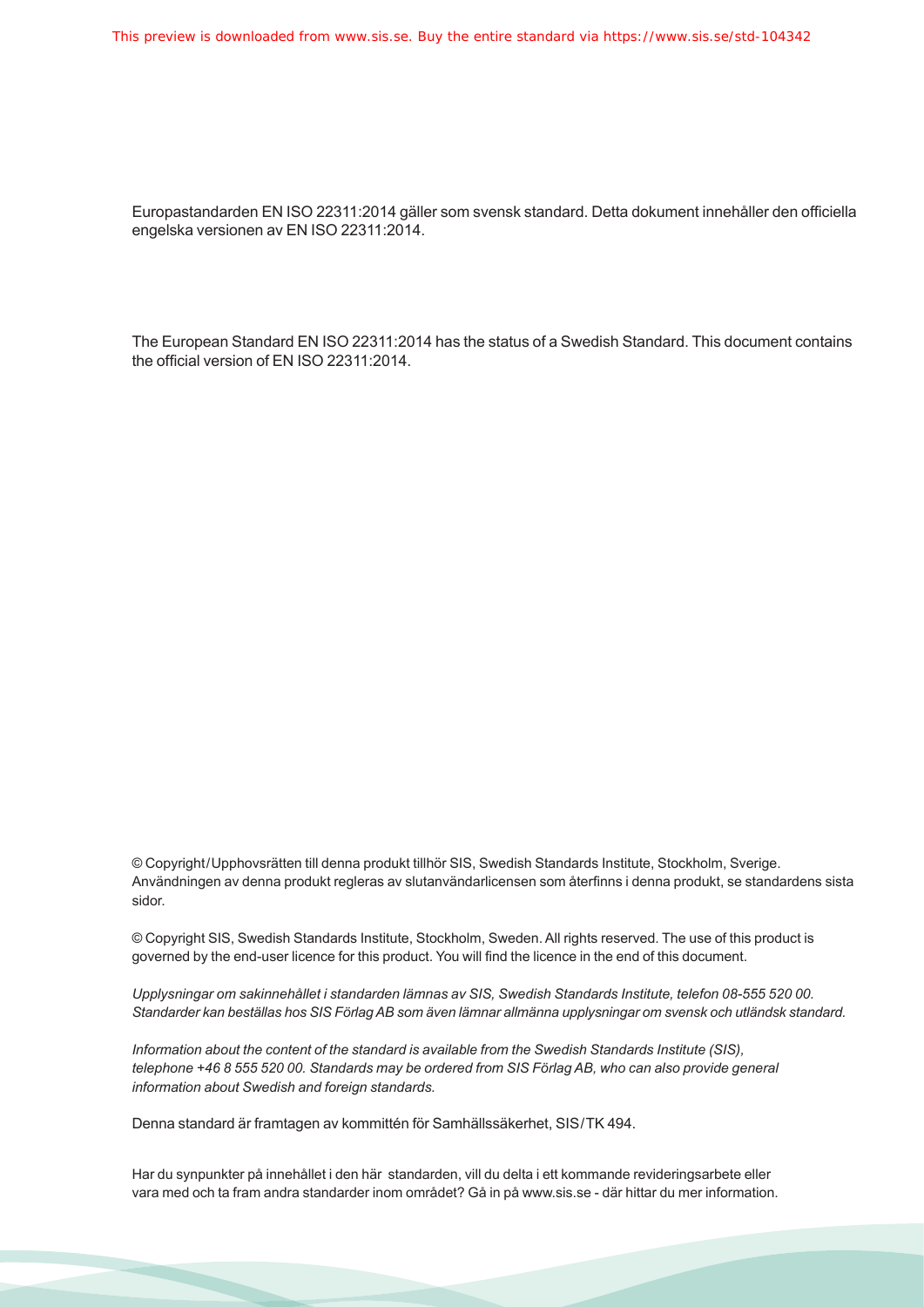Europastandarden EN ISO 22311:2014 gäller som svensk standard. Detta dokument innehåller den officiella engelska versionen av EN ISO 22311:2014.

The European Standard EN ISO 22311:2014 has the status of a Swedish Standard. This document contains the official version of EN ISO 22311:2014.

© Copyright/Upphovsrätten till denna produkt tillhör SIS, Swedish Standards Institute, Stockholm, Sverige. Användningen av denna produkt regleras av slutanvändarlicensen som återfinns i denna produkt, se standardens sista sidor.

© Copyright SIS, Swedish Standards Institute, Stockholm, Sweden. All rights reserved. The use of this product is governed by the end-user licence for this product. You will find the licence in the end of this document.

*Upplysningar om sakinnehållet i standarden lämnas av SIS, Swedish Standards Institute, telefon 08-555 520 00. Standarder kan beställas hos SIS Förlag AB som även lämnar allmänna upplysningar om svensk och utländsk standard.*

*Information about the content of the standard is available from the Swedish Standards Institute (SIS), telephone +46 8 555 520 00. Standards may be ordered from SIS Förlag AB, who can also provide general information about Swedish and foreign standards.*

Denna standard är framtagen av kommittén för Samhällssäkerhet, SIS/TK 494.

Har du synpunkter på innehållet i den här standarden, vill du delta i ett kommande revideringsarbete eller vara med och ta fram andra standarder inom området? Gå in på www.sis.se - där hittar du mer information.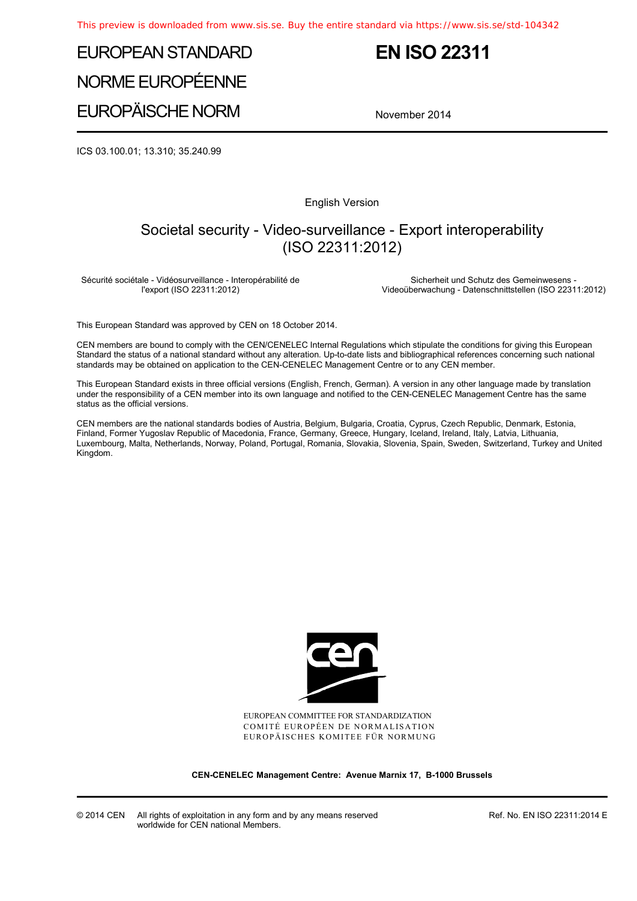# EUROPEAN STANDARD
# NORME EUROPÉENNE
# EUROPÄISCHE NORM

# EN ISO 22311

November 2014

ICS 03.100.01; 13.310; 35.240.99

English Version

## Societal security - Video-surveillance - Export interoperability (ISO 22311:2012)

Sécurité sociétale - Vidéosurveillance - Interopérabilité de l'export (ISO 22311:2012)

Sicherheit und Schutz des Gemeinwesens - Videoüberwachung - Datenschnittstellen (ISO 22311:2012)

This European Standard was approved by CEN on 18 October 2014.

CEN members are bound to comply with the CEN/CENELEC Internal Regulations which stipulate the conditions for giving this European Standard the status of a national standard without any alteration. Up-to-date lists and bibliographical references concerning such national standards may be obtained on application to the CEN-CENELEC Management Centre or to any CEN member.

This European Standard exists in three official versions (English, French, German). A version in any other language made by translation under the responsibility of a CEN member into its own language and notified to the CEN-CENELEC Management Centre has the same status as the official versions.

CEN members are the national standards bodies of Austria, Belgium, Bulgaria, Croatia, Cyprus, Czech Republic, Denmark, Estonia, Finland, Former Yugoslav Republic of Macedonia, France, Germany, Greece, Hungary, Iceland, Ireland, Italy, Latvia, Lithuania, Luxembourg, Malta, Netherlands, Norway, Poland, Portugal, Romania, Slovakia, Slovenia, Spain, Sweden, Switzerland, Turkey and United Kingdom.

EUROPEAN COMMITTEE FOR STANDARDIZATION
COMITÉ EUROPÉEN DE NORMALISATION
EUROPÄISCHES KOMITEE FÜR NORMUNG

**CEN-CENELEC Management Centre: Avenue Marnix 17, B-1000 Brussels**

© 2014 CEN All rights of exploitation in any form and by any means reserved worldwide for CEN national Members.

Ref. No. EN ISO 22311:2014 E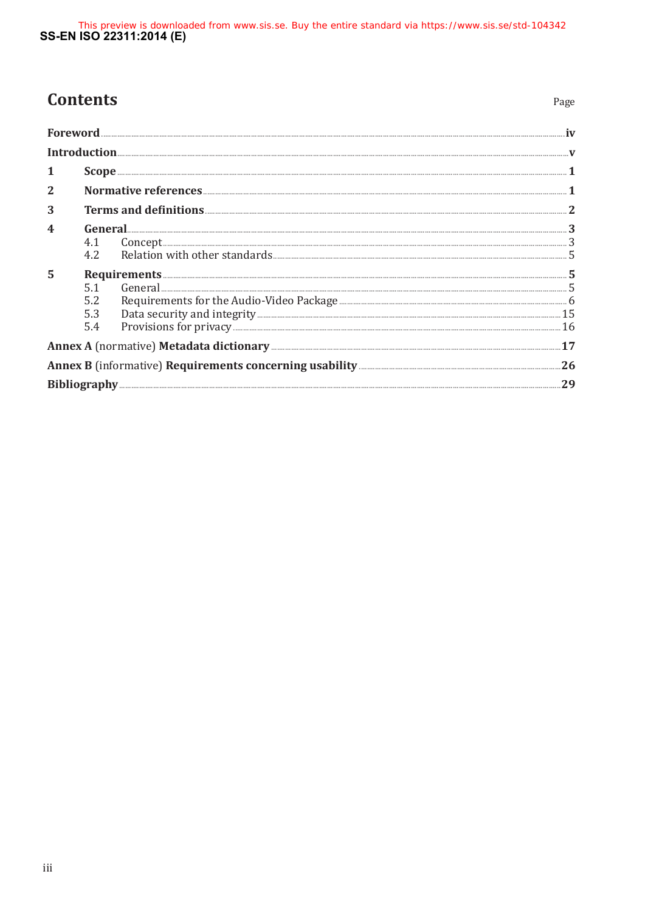# Contents

Page

| | | |
|---|---|---|
| **Foreword** | | **iv** |
| **Introduction** | | **v** |
| **1** | **Scope** | **1** |
| **2** | **Normative references** | **1** |
| **3** | **Terms and definitions** | **2** |
| **4** | **General** | **3** |
| | 4.1 Concept | 3 |
| | 4.2 Relation with other standards | 5 |
| **5** | **Requirements** | **5** |
| | 5.1 General | 5 |
| | 5.2 Requirements for the Audio-Video Package | 6 |
| | 5.3 Data security and integrity | 15 |
| | 5.4 Provisions for privacy | 16 |
| **Annex A** (normative) **Metadata dictionary** | | **17** |
| **Annex B** (informative) **Requirements concerning usability** | | **26** |
| **Bibliography** | | **29** |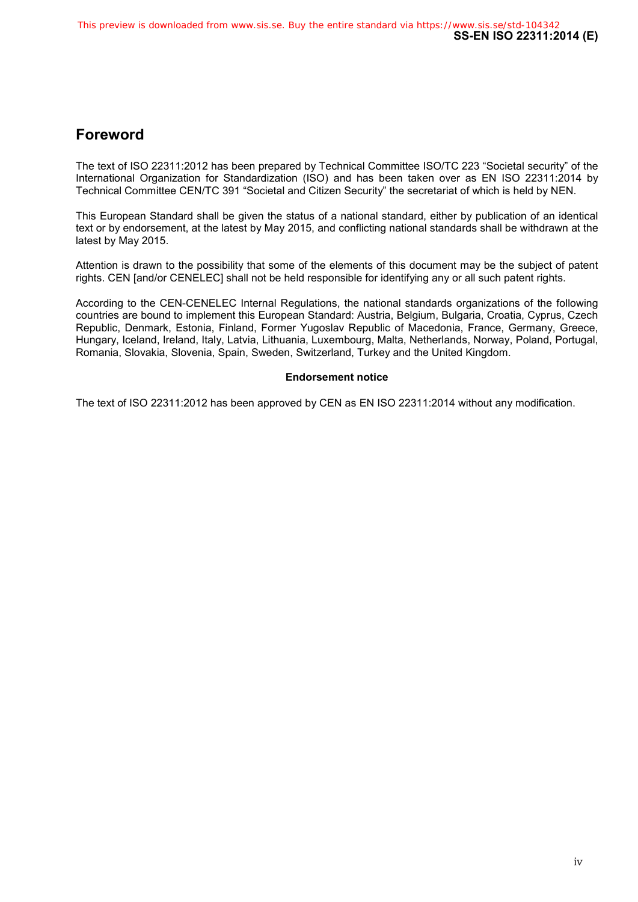## Foreword

The text of ISO 22311:2012 has been prepared by Technical Committee ISO/TC 223 “Societal security” of the International Organization for Standardization (ISO) and has been taken over as EN ISO 22311:2014 by Technical Committee CEN/TC 391 “Societal and Citizen Security” the secretariat of which is held by NEN.

This European Standard shall be given the status of a national standard, either by publication of an identical text or by endorsement, at the latest by May 2015, and conflicting national standards shall be withdrawn at the latest by May 2015.

Attention is drawn to the possibility that some of the elements of this document may be the subject of patent rights. CEN [and/or CENELEC] shall not be held responsible for identifying any or all such patent rights.

According to the CEN-CENELEC Internal Regulations, the national standards organizations of the following countries are bound to implement this European Standard: Austria, Belgium, Bulgaria, Croatia, Cyprus, Czech Republic, Denmark, Estonia, Finland, Former Yugoslav Republic of Macedonia, France, Germany, Greece, Hungary, Iceland, Ireland, Italy, Latvia, Lithuania, Luxembourg, Malta, Netherlands, Norway, Poland, Portugal, Romania, Slovakia, Slovenia, Spain, Sweden, Switzerland, Turkey and the United Kingdom.

**Endorsement notice**

The text of ISO 22311:2012 has been approved by CEN as EN ISO 22311:2014 without any modification.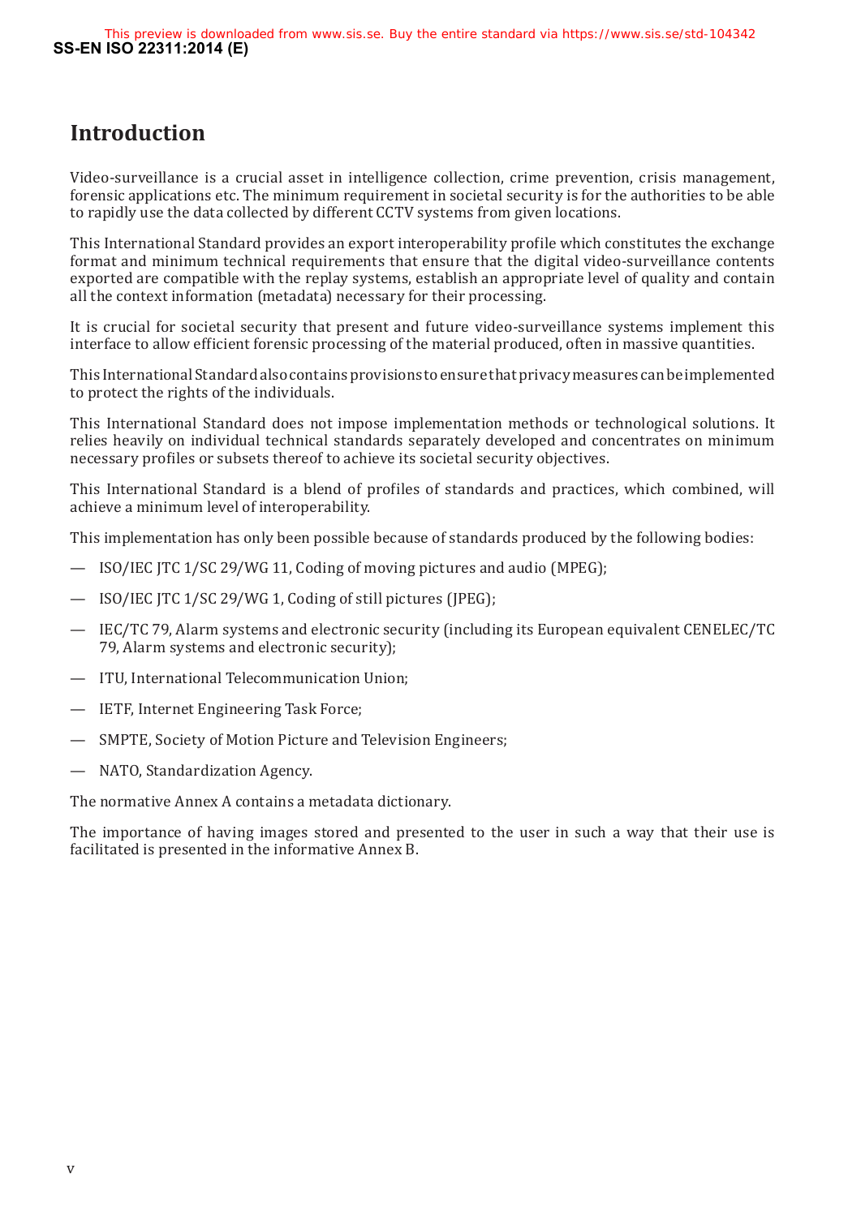# Introduction

Video-surveillance is a crucial asset in intelligence collection, crime prevention, crisis management, forensic applications etc. The minimum requirement in societal security is for the authorities to be able to rapidly use the data collected by different CCTV systems from given locations.

This International Standard provides an export interoperability profile which constitutes the exchange format and minimum technical requirements that ensure that the digital video-surveillance contents exported are compatible with the replay systems, establish an appropriate level of quality and contain all the context information (metadata) necessary for their processing.

It is crucial for societal security that present and future video-surveillance systems implement this interface to allow efficient forensic processing of the material produced, often in massive quantities.

This International Standard also contains provisions to ensure that privacy measures can be implemented to protect the rights of the individuals.

This International Standard does not impose implementation methods or technological solutions. It relies heavily on individual technical standards separately developed and concentrates on minimum necessary profiles or subsets thereof to achieve its societal security objectives.

This International Standard is a blend of profiles of standards and practices, which combined, will achieve a minimum level of interoperability.

This implementation has only been possible because of standards produced by the following bodies:

- ISO/IEC JTC 1/SC 29/WG 11, Coding of moving pictures and audio (MPEG);
- ISO/IEC JTC 1/SC 29/WG 1, Coding of still pictures (JPEG);
- IEC/TC 79, Alarm systems and electronic security (including its European equivalent CENELEC/TC 79, Alarm systems and electronic security);
- ITU, International Telecommunication Union;
- IETF, Internet Engineering Task Force;
- SMPTE, Society of Motion Picture and Television Engineers;
- NATO, Standardization Agency.

The normative Annex A contains a metadata dictionary.

The importance of having images stored and presented to the user in such a way that their use is facilitated is presented in the informative Annex B.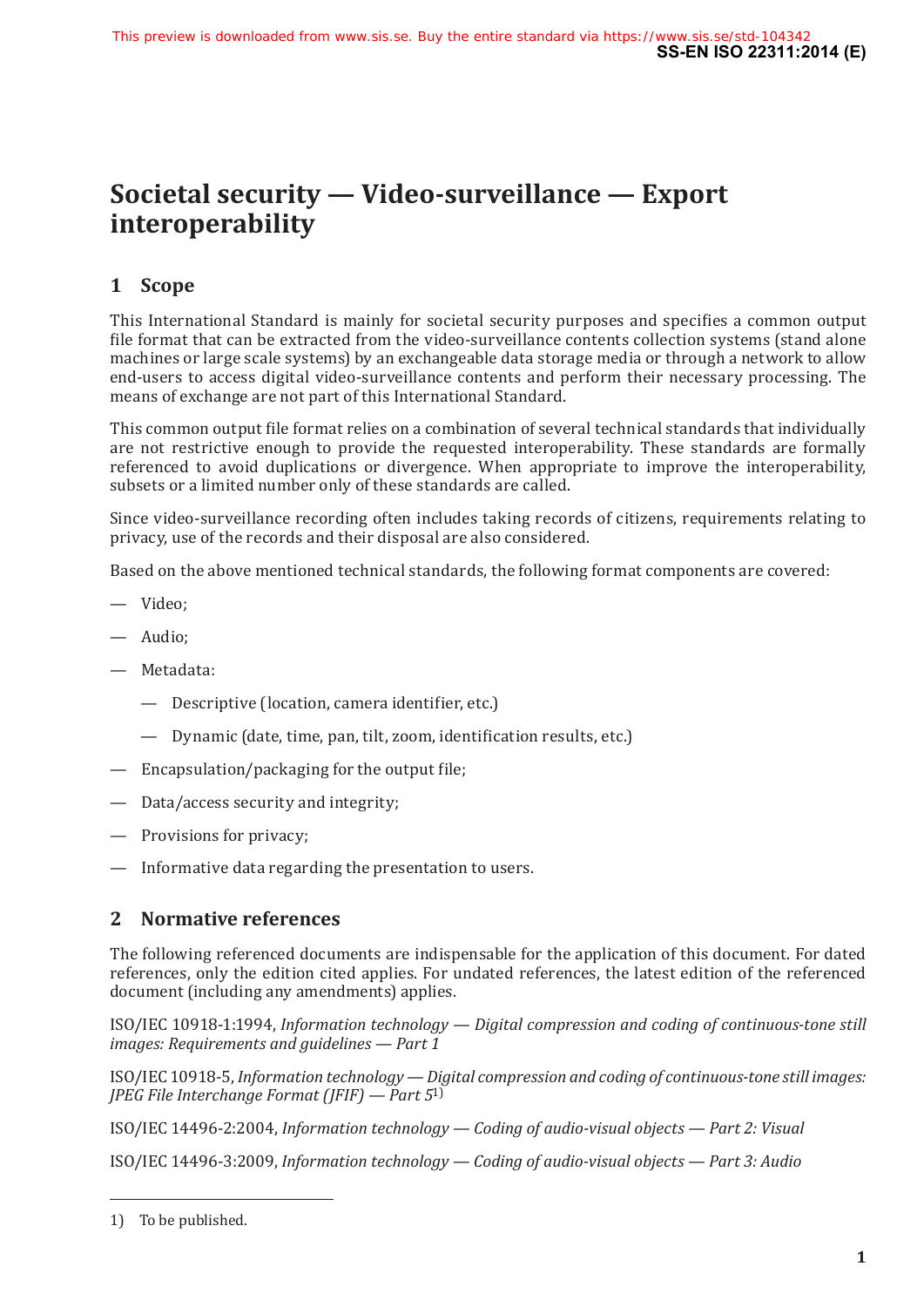# Societal security — Video-surveillance — Export interoperability

## 1 Scope

This International Standard is mainly for societal security purposes and specifies a common output file format that can be extracted from the video-surveillance contents collection systems (stand alone machines or large scale systems) by an exchangeable data storage media or through a network to allow end-users to access digital video-surveillance contents and perform their necessary processing. The means of exchange are not part of this International Standard.

This common output file format relies on a combination of several technical standards that individually are not restrictive enough to provide the requested interoperability. These standards are formally referenced to avoid duplications or divergence. When appropriate to improve the interoperability, subsets or a limited number only of these standards are called.

Since video-surveillance recording often includes taking records of citizens, requirements relating to privacy, use of the records and their disposal are also considered.

Based on the above mentioned technical standards, the following format components are covered:

— Video;

— Audio;

— Metadata:

 — Descriptive (location, camera identifier, etc.)

 — Dynamic (date, time, pan, tilt, zoom, identification results, etc.)

— Encapsulation/packaging for the output file;

— Data/access security and integrity;

— Provisions for privacy;

— Informative data regarding the presentation to users.

## 2 Normative references

The following referenced documents are indispensable for the application of this document. For dated references, only the edition cited applies. For undated references, the latest edition of the referenced document (including any amendments) applies.

ISO/IEC 10918-1:1994, *Information technology — Digital compression and coding of continuous-tone still images: Requirements and guidelines — Part 1*

ISO/IEC 10918-5, *Information technology — Digital compression and coding of continuous-tone still images: JPEG File Interchange Format (JFIF) — Part 5*[1)]

ISO/IEC 14496-2:2004, *Information technology — Coding of audio-visual objects — Part 2: Visual*

ISO/IEC 14496-3:2009, *Information technology — Coding of audio-visual objects — Part 3: Audio*

---

1) To be published.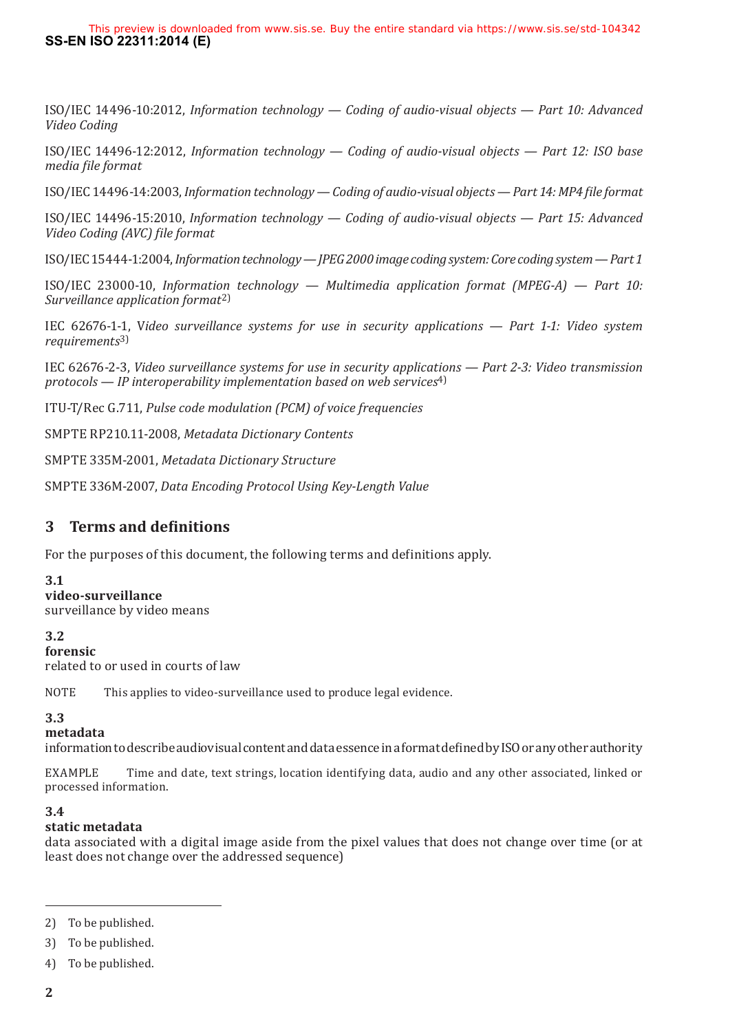ISO/IEC 14496-10:2012, *Information technology — Coding of audio-visual objects — Part 10: Advanced Video Coding*

ISO/IEC 14496-12:2012, *Information technology — Coding of audio-visual objects — Part 12: ISO base media file format*

ISO/IEC 14496-14:2003, *Information technology — Coding of audio-visual objects — Part 14: MP4 file format*

ISO/IEC 14496-15:2010, *Information technology — Coding of audio-visual objects — Part 15: Advanced Video Coding (AVC) file format*

ISO/IEC 15444-1:2004, *Information technology — JPEG 2000 image coding system: Core coding system — Part 1*

ISO/IEC 23000-10, *Information technology — Multimedia application format (MPEG-A) — Part 10: Surveillance application format*[2)]

IEC 62676-1-1, V*ideo surveillance systems for use in security applications — Part 1-1: Video system requirements*[3)]

IEC 62676-2-3, *Video surveillance systems for use in security applications — Part 2-3: Video transmission protocols — IP interoperability implementation based on web services*[4)]

ITU-T/Rec G.711, *Pulse code modulation (PCM) of voice frequencies*

SMPTE RP210.11-2008, *Metadata Dictionary Contents*

SMPTE 335M-2001, *Metadata Dictionary Structure*

SMPTE 336M-2007, *Data Encoding Protocol Using Key-Length Value*

## 3 Terms and definitions

For the purposes of this document, the following terms and definitions apply.

**3.1**
**video-surveillance**
surveillance by video means

**3.2**
**forensic**
related to or used in courts of law

NOTE This applies to video-surveillance used to produce legal evidence.

**3.3**
**metadata**
information to describe audiovisual content and data essence in a format defined by ISO or any other authority

EXAMPLE Time and date, text strings, location identifying data, audio and any other associated, linked or processed information.

**3.4**
**static metadata**
data associated with a digital image aside from the pixel values that does not change over time (or at least does not change over the addressed sequence)

---

2) To be published.

3) To be published.

4) To be published.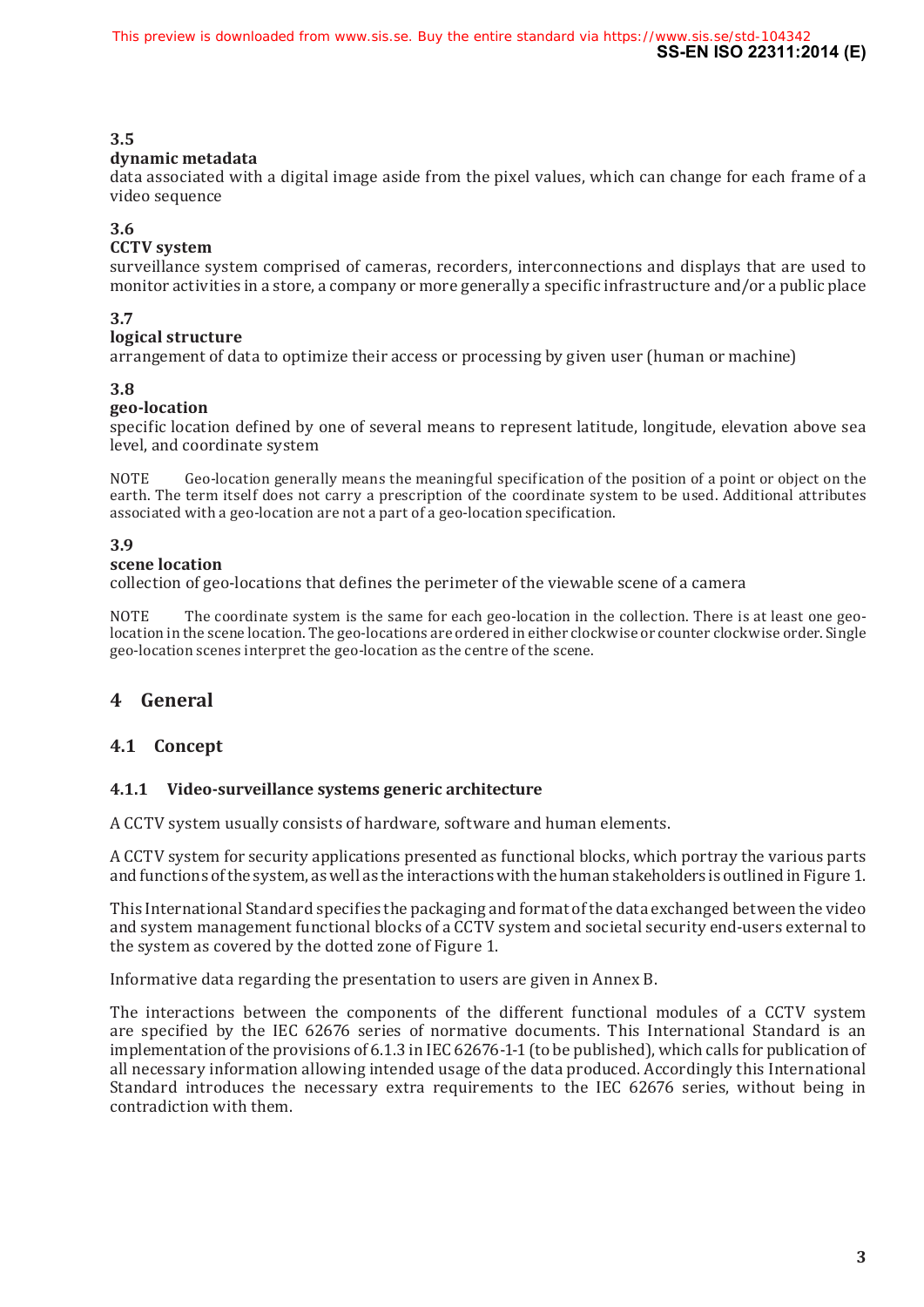### 3.5
**dynamic metadata**

data associated with a digital image aside from the pixel values, which can change for each frame of a video sequence

### 3.6
**CCTV system**

surveillance system comprised of cameras, recorders, interconnections and displays that are used to monitor activities in a store, a company or more generally a specific infrastructure and/or a public place

### 3.7
**logical structure**

arrangement of data to optimize their access or processing by given user (human or machine)

### 3.8
**geo-location**

specific location defined by one of several means to represent latitude, longitude, elevation above sea level, and coordinate system

NOTE Geo-location generally means the meaningful specification of the position of a point or object on the earth. The term itself does not carry a prescription of the coordinate system to be used. Additional attributes associated with a geo-location are not a part of a geo-location specification.

### 3.9
**scene location**

collection of geo-locations that defines the perimeter of the viewable scene of a camera

NOTE The coordinate system is the same for each geo-location in the collection. There is at least one geo-location in the scene location. The geo-locations are ordered in either clockwise or counter clockwise order. Single geo-location scenes interpret the geo-location as the centre of the scene.

# 4 General

## 4.1 Concept

### 4.1.1 Video-surveillance systems generic architecture

A CCTV system usually consists of hardware, software and human elements.

A CCTV system for security applications presented as functional blocks, which portray the various parts and functions of the system, as well as the interactions with the human stakeholders is outlined in Figure 1.

This International Standard specifies the packaging and format of the data exchanged between the video and system management functional blocks of a CCTV system and societal security end-users external to the system as covered by the dotted zone of Figure 1.

Informative data regarding the presentation to users are given in Annex B.

The interactions between the components of the different functional modules of a CCTV system are specified by the IEC 62676 series of normative documents. This International Standard is an implementation of the provisions of 6.1.3 in IEC 62676-1-1 (to be published), which calls for publication of all necessary information allowing intended usage of the data produced. Accordingly this International Standard introduces the necessary extra requirements to the IEC 62676 series, without being in contradiction with them.